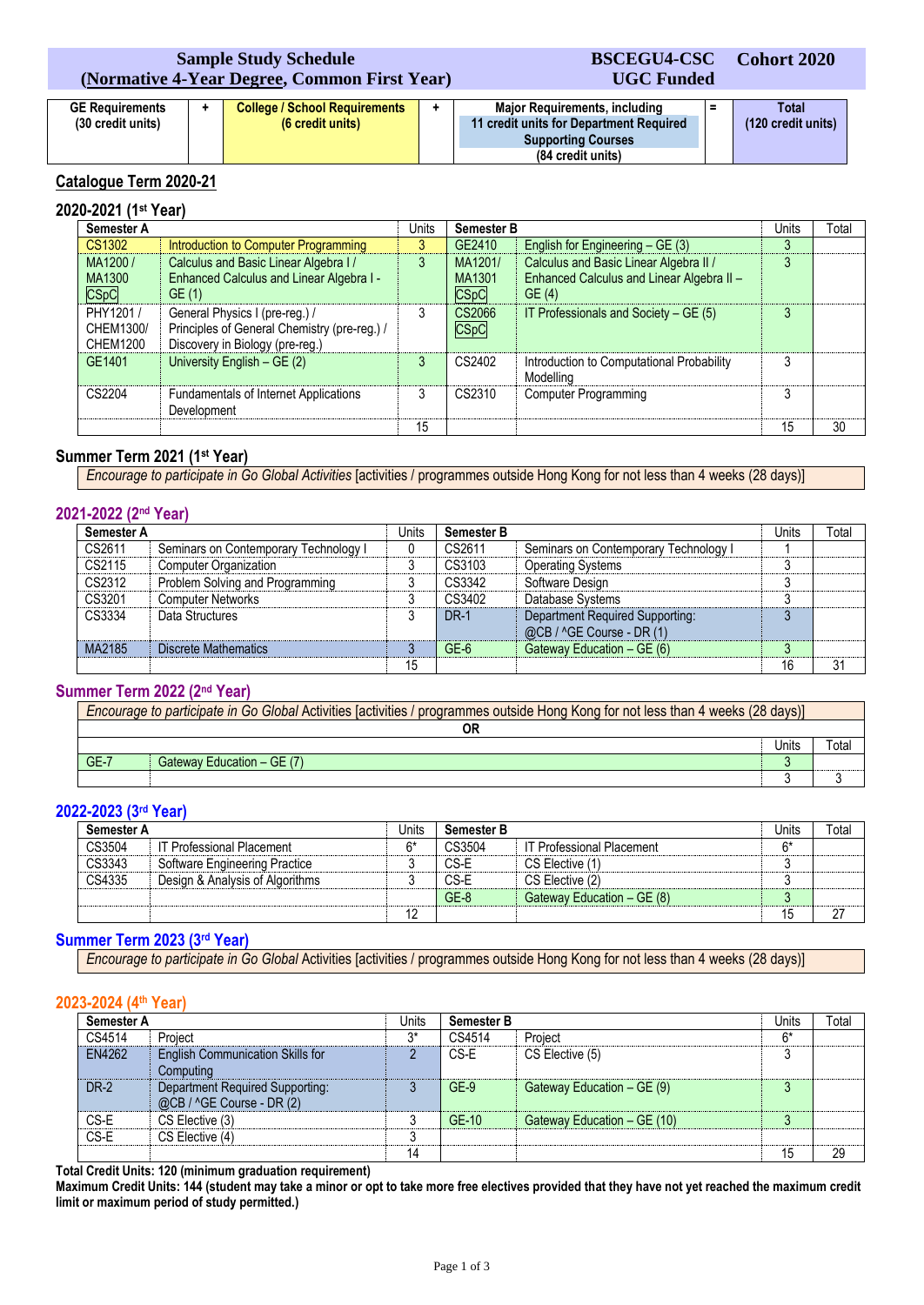# Sample Study Schedule (Normative 4-Year Degree, Common First Year)

**BSCEGU4-CSC UGC Funded** **Cohort 2020**

| GE Requirements (30 credit units) | + | College / School Requirements (6 credit units) | + | Major Requirements, including 11 credit units for Department Required Supporting Courses (84 credit units) | = | Total (120 credit units) |
|---|---|---|---|---|---|---|

## Catalogue Term 2020-21

### 2020-2021 (1st Year)

| Semester A | | Units | Semester B | | Units | Total |
|---|---|---|---|---|---|---|
| CS1302 | Introduction to Computer Programming | 3 | GE2410 | English for Engineering – GE (3) | 3 | |
| MA1200 / MA1300 CSpC | Calculus and Basic Linear Algebra I / Enhanced Calculus and Linear Algebra I - GE (1) | 3 | MA1201/ MA1301 CSpC | Calculus and Basic Linear Algebra II / Enhanced Calculus and Linear Algebra II – GE (4) | 3 | |
| PHY1201 / CHEM1300/ CHEM1200 | General Physics I (pre-reg.) / Principles of General Chemistry (pre-reg.) / Discovery in Biology (pre-reg.) | 3 | CS2066 CSpC | IT Professionals and Society – GE (5) | 3 | |
| GE1401 | University English – GE (2) | 3 | CS2402 | Introduction to Computational Probability Modelling | 3 | |
| CS2204 | Fundamentals of Internet Applications Development | 3 | CS2310 | Computer Programming | 3 | |
| | | 15 | | | 15 | 30 |

### Summer Term 2021 (1st Year)

*Encourage to participate in Go Global* Activities [activities / programmes outside Hong Kong for not less than 4 weeks (28 days)]

### 2021-2022 (2nd Year)

| Semester A | | Units | Semester B | | Units | Total |
|---|---|---|---|---|---|---|
| CS2611 | Seminars on Contemporary Technology I | 0 | CS2611 | Seminars on Contemporary Technology I | 1 | |
| CS2115 | Computer Organization | 3 | CS3103 | Operating Systems | 3 | |
| CS2312 | Problem Solving and Programming | 3 | CS3342 | Software Design | 3 | |
| CS3201 | Computer Networks | 3 | CS3402 | Database Systems | 3 | |
| CS3334 | Data Structures | 3 | DR-1 | Department Required Supporting: @CB / ^GE Course - DR (1) | 3 | |
| MA2185 | Discrete Mathematics | 3 | GE-6 | Gateway Education – GE (6) | 3 | |
| | | 15 | | | 16 | 31 |

### Summer Term 2022 (2nd Year)

*Encourage to participate in Go Global* Activities [activities / programmes outside Hong Kong for not less than 4 weeks (28 days)]

**OR**

| | | Units | Total |
|---|---|---|---|
| GE-7 | Gateway Education – GE (7) | 3 | |
| | | 3 | 3 |

### 2022-2023 (3rd Year)

| Semester A | | Units | Semester B | | Units | Total |
|---|---|---|---|---|---|---|
| CS3504 | IT Professional Placement | 6* | CS3504 | IT Professional Placement | 6* | |
| CS3343 | Software Engineering Practice | 3 | CS-E | CS Elective (1) | 3 | |
| CS4335 | Design & Analysis of Algorithms | 3 | CS-E | CS Elective (2) | 3 | |
| | | | GE-8 | Gateway Education – GE (8) | 3 | |
| | | 12 | | | 15 | 27 |

### Summer Term 2023 (3rd Year)

*Encourage to participate in Go Global* Activities [activities / programmes outside Hong Kong for not less than 4 weeks (28 days)]

### 2023-2024 (4th Year)

| Semester A | | Units | Semester B | | Units | Total |
|---|---|---|---|---|---|---|
| CS4514 | Project | 3* | CS4514 | Project | 6* | |
| EN4262 | English Communication Skills for Computing | 2 | CS-E | CS Elective (5) | 3 | |
| DR-2 | Department Required Supporting: @CB / ^GE Course - DR (2) | 3 | GE-9 | Gateway Education – GE (9) | 3 | |
| CS-E | CS Elective (3) | 3 | GE-10 | Gateway Education – GE (10) | 3 | |
| CS-E | CS Elective (4) | 3 | | | | |
| | | 14 | | | 15 | 29 |

**Total Credit Units: 120 (minimum graduation requirement)**

**Maximum Credit Units: 144 (student may take a minor or opt to take more free electives provided that they have not yet reached the maximum credit limit or maximum period of study permitted.)**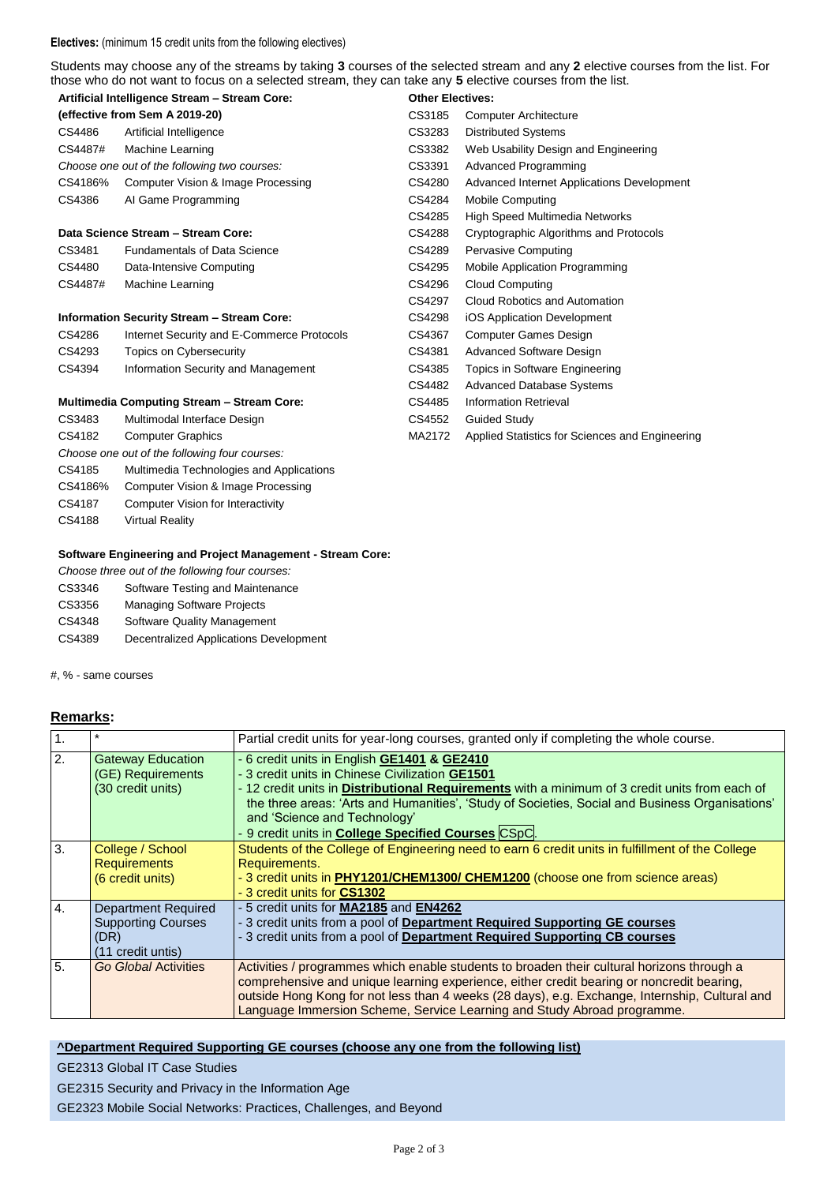**Electives:** (minimum 15 credit units from the following electives)

Students may choose any of the streams by taking **3** courses of the selected stream and any **2** elective courses from the list. For those who do not want to focus on a selected stream, they can take any **5** elective courses from the list.

**Artificial Intelligence Stream – Stream Core:**
**(effective from Sem A 2019-20)**

| | |
|---|---|
| CS4486 | Artificial Intelligence |
| CS4487# | Machine Learning |

*Choose one out of the following two courses:*

| | |
|---|---|
| CS4186% | Computer Vision & Image Processing |
| CS4386 | AI Game Programming |

**Data Science Stream – Stream Core:**

| | |
|---|---|
| CS3481 | Fundamentals of Data Science |
| CS4480 | Data-Intensive Computing |
| CS4487# | Machine Learning |

**Information Security Stream – Stream Core:**

| | |
|---|---|
| CS4286 | Internet Security and E-Commerce Protocols |
| CS4293 | Topics on Cybersecurity |
| CS4394 | Information Security and Management |

**Multimedia Computing Stream – Stream Core:**

| | |
|---|---|
| CS3483 | Multimodal Interface Design |
| CS4182 | Computer Graphics |

*Choose one out of the following four courses:*

| | |
|---|---|
| CS4185 | Multimedia Technologies and Applications |
| CS4186% | Computer Vision & Image Processing |
| CS4187 | Computer Vision for Interactivity |
| CS4188 | Virtual Reality |

**Software Engineering and Project Management - Stream Core:**

*Choose three out of the following four courses:*

| | |
|---|---|
| CS3346 | Software Testing and Maintenance |
| CS3356 | Managing Software Projects |
| CS4348 | Software Quality Management |
| CS4389 | Decentralized Applications Development |

#, % - same courses

**Other Electives:**

| | |
|---|---|
| CS3185 | Computer Architecture |
| CS3283 | Distributed Systems |
| CS3382 | Web Usability Design and Engineering |
| CS3391 | Advanced Programming |
| CS4280 | Advanced Internet Applications Development |
| CS4284 | Mobile Computing |
| CS4285 | High Speed Multimedia Networks |
| CS4288 | Cryptographic Algorithms and Protocols |
| CS4289 | Pervasive Computing |
| CS4295 | Mobile Application Programming |
| CS4296 | Cloud Computing |
| CS4297 | Cloud Robotics and Automation |
| CS4298 | iOS Application Development |
| CS4367 | Computer Games Design |
| CS4381 | Advanced Software Design |
| CS4385 | Topics in Software Engineering |
| CS4482 | Advanced Database Systems |
| CS4485 | Information Retrieval |
| CS4552 | Guided Study |
| MA2172 | Applied Statistics for Sciences and Engineering |

## Remarks:

| | | |
|---|---|---|
| 1. | * | Partial credit units for year-long courses, granted only if completing the whole course. |
| 2. | Gateway Education (GE) Requirements (30 credit units) | - 6 credit units in English **GE1401 & GE2410**<br>- 3 credit units in Chinese Civilization **GE1501**<br>- 12 credit units in **Distributional Requirements** with a minimum of 3 credit units from each of the three areas: 'Arts and Humanities', 'Study of Societies, Social and Business Organisations' and 'Science and Technology'<br>- 9 credit units in **College Specified Courses** CSpC. |
| 3. | College / School Requirements (6 credit units) | Students of the College of Engineering need to earn 6 credit units in fulfillment of the College Requirements.<br>- 3 credit units in **PHY1201/CHEM1300/ CHEM1200** (choose one from science areas)<br>- 3 credit units for **CS1302** |
| 4. | Department Required Supporting Courses (DR) (11 credit untis) | - 5 credit units for **MA2185** and **EN4262**<br>- 3 credit units from a pool of **Department Required Supporting GE courses**<br>- 3 credit units from a pool of **Department Required Supporting CB courses** |
| 5. | *Go Global* Activities | Activities / programmes which enable students to broaden their cultural horizons through a comprehensive and unique learning experience, either credit bearing or noncredit bearing, outside Hong Kong for not less than 4 weeks (28 days), e.g. Exchange, Internship, Cultural and Language Immersion Scheme, Service Learning and Study Abroad programme. |

**^Department Required Supporting GE courses (choose any one from the following list)**

GE2313 Global IT Case Studies

GE2315 Security and Privacy in the Information Age

GE2323 Mobile Social Networks: Practices, Challenges, and Beyond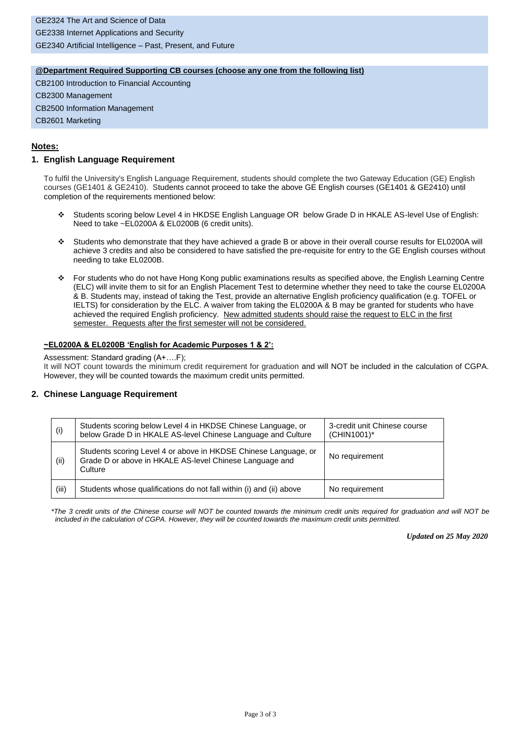GE2324 The Art and Science of Data

GE2338 Internet Applications and Security

GE2340 Artificial Intelligence – Past, Present, and Future

**@Department Required Supporting CB courses (choose any one from the following list)**

CB2100 Introduction to Financial Accounting

CB2300 Management

CB2500 Information Management

CB2601 Marketing

**Notes:**

## 1. English Language Requirement

To fulfil the University's English Language Requirement, students should complete the two Gateway Education (GE) English courses (GE1401 & GE2410). Students cannot proceed to take the above GE English courses (GE1401 & GE2410) until completion of the requirements mentioned below:

- Students scoring below Level 4 in HKDSE English Language OR below Grade D in HKALE AS-level Use of English: Need to take ~EL0200A & EL0200B (6 credit units).
- Students who demonstrate that they have achieved a grade B or above in their overall course results for EL0200A will achieve 3 credits and also be considered to have satisfied the pre-requisite for entry to the GE English courses without needing to take EL0200B.
- For students who do not have Hong Kong public examinations results as specified above, the English Learning Centre (ELC) will invite them to sit for an English Placement Test to determine whether they need to take the course EL0200A & B. Students may, instead of taking the Test, provide an alternative English proficiency qualification (e.g. TOFEL or IELTS) for consideration by the ELC. A waiver from taking the EL0200A & B may be granted for students who have achieved the required English proficiency. New admitted students should raise the request to ELC in the first semester. Requests after the first semester will not be considered.

**~EL0200A & EL0200B 'English for Academic Purposes 1 & 2':**

Assessment: Standard grading (A+….F);
It will NOT count towards the minimum credit requirement for graduation and will NOT be included in the calculation of CGPA. However, they will be counted towards the maximum credit units permitted.

## 2. Chinese Language Requirement

| | | |
|---|---|---|
| (i) | Students scoring below Level 4 in HKDSE Chinese Language, or below Grade D in HKALE AS-level Chinese Language and Culture | 3-credit unit Chinese course (CHIN1001)* |
| (ii) | Students scoring Level 4 or above in HKDSE Chinese Language, or Grade D or above in HKALE AS-level Chinese Language and Culture | No requirement |
| (iii) | Students whose qualifications do not fall within (i) and (ii) above | No requirement |

*\*The 3 credit units of the Chinese course will NOT be counted towards the minimum credit units required for graduation and will NOT be included in the calculation of CGPA. However, they will be counted towards the maximum credit units permitted.*

***Updated on 25 May 2020***